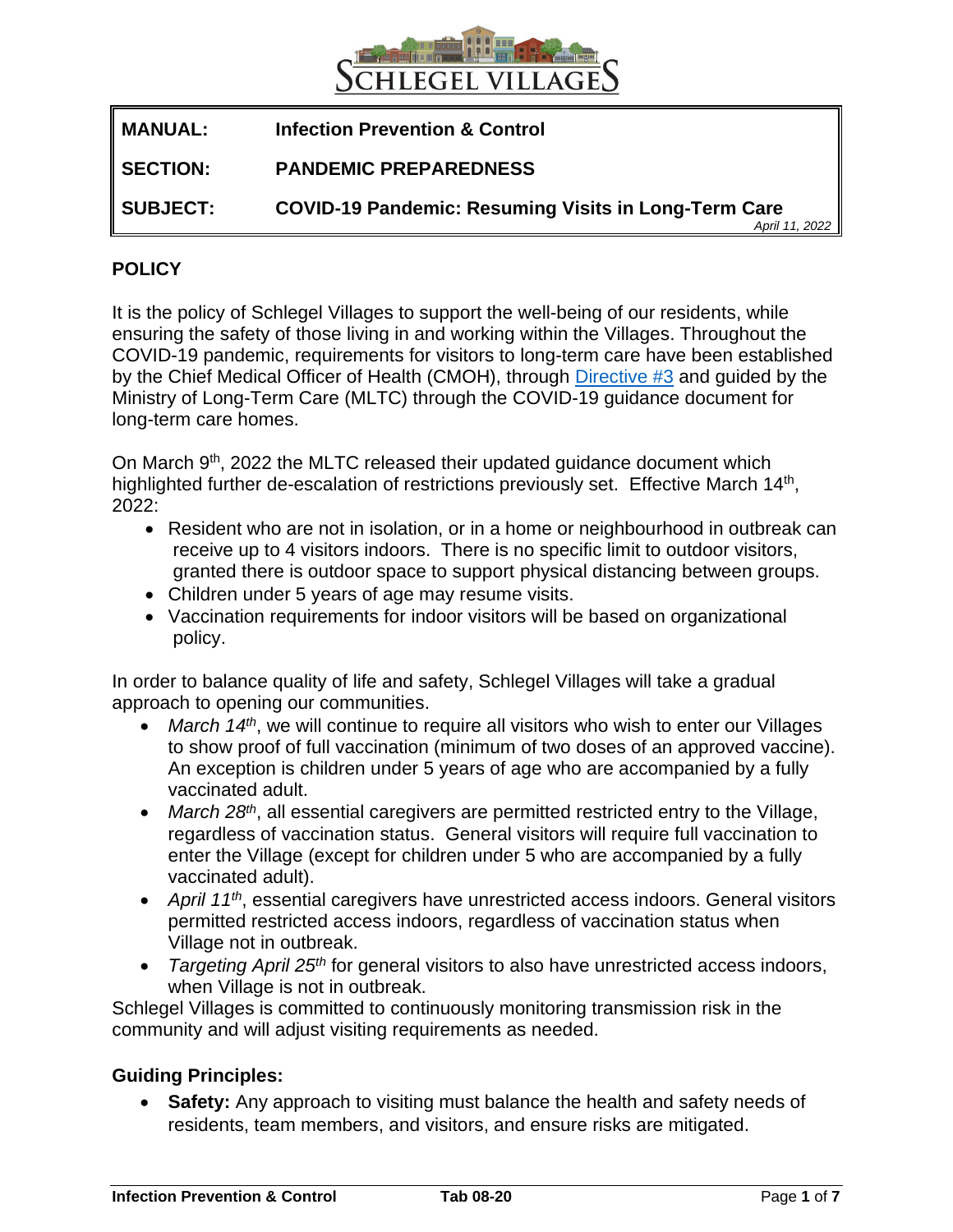| **MANUAL:** | **Infection Prevention & Control** |
| --- | --- |
| **SECTION:** | **PANDEMIC PREPAREDNESS** |
| **SUBJECT:** | **COVID-19 Pandemic: Resuming Visits in Long-Term Care** *April 11, 2022* |

## POLICY

It is the policy of Schlegel Villages to support the well-being of our residents, while ensuring the safety of those living in and working within the Villages. Throughout the COVID-19 pandemic, requirements for visitors to long-term care have been established by the Chief Medical Officer of Health (CMOH), through [Directive #3] and guided by the Ministry of Long-Term Care (MLTC) through the COVID-19 guidance document for long-term care homes.

On March 9th, 2022 the MLTC released their updated guidance document which highlighted further de-escalation of restrictions previously set. Effective March 14th, 2022:

- Resident who are not in isolation, or in a home or neighbourhood in outbreak can receive up to 4 visitors indoors. There is no specific limit to outdoor visitors, granted there is outdoor space to support physical distancing between groups.
- Children under 5 years of age may resume visits.
- Vaccination requirements for indoor visitors will be based on organizational policy.

In order to balance quality of life and safety, Schlegel Villages will take a gradual approach to opening our communities.

- *March 14th*, we will continue to require all visitors who wish to enter our Villages to show proof of full vaccination (minimum of two doses of an approved vaccine). An exception is children under 5 years of age who are accompanied by a fully vaccinated adult.
- *March 28th*, all essential caregivers are permitted restricted entry to the Village, regardless of vaccination status. General visitors will require full vaccination to enter the Village (except for children under 5 who are accompanied by a fully vaccinated adult).
- *April 11th*, essential caregivers have unrestricted access indoors. General visitors permitted restricted access indoors, regardless of vaccination status when Village not in outbreak.
- *Targeting April 25th* for general visitors to also have unrestricted access indoors, when Village is not in outbreak.

Schlegel Villages is committed to continuously monitoring transmission risk in the community and will adjust visiting requirements as needed.

### Guiding Principles:

- **Safety:** Any approach to visiting must balance the health and safety needs of residents, team members, and visitors, and ensure risks are mitigated.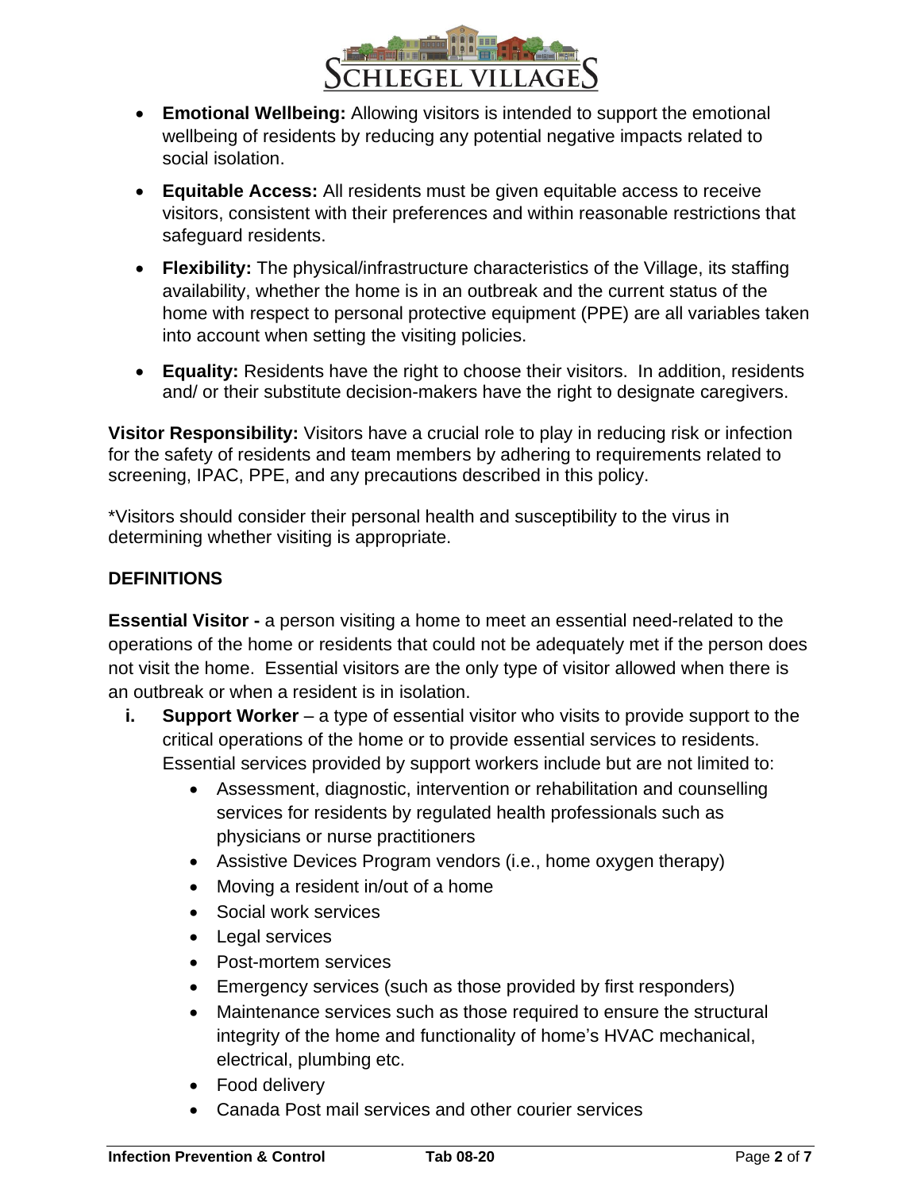- **Emotional Wellbeing:** Allowing visitors is intended to support the emotional wellbeing of residents by reducing any potential negative impacts related to social isolation.
- **Equitable Access:** All residents must be given equitable access to receive visitors, consistent with their preferences and within reasonable restrictions that safeguard residents.
- **Flexibility:** The physical/infrastructure characteristics of the Village, its staffing availability, whether the home is in an outbreak and the current status of the home with respect to personal protective equipment (PPE) are all variables taken into account when setting the visiting policies.
- **Equality:** Residents have the right to choose their visitors. In addition, residents and/ or their substitute decision-makers have the right to designate caregivers.

**Visitor Responsibility:** Visitors have a crucial role to play in reducing risk or infection for the safety of residents and team members by adhering to requirements related to screening, IPAC, PPE, and any precautions described in this policy.

*Visitors should consider their personal health and susceptibility to the virus in determining whether visiting is appropriate.

**DEFINITIONS**

**Essential Visitor -** a person visiting a home to meet an essential need-related to the operations of the home or residents that could not be adequately met if the person does not visit the home. Essential visitors are the only type of visitor allowed when there is an outbreak or when a resident is in isolation.

**i. Support Worker** – a type of essential visitor who visits to provide support to the critical operations of the home or to provide essential services to residents. Essential services provided by support workers include but are not limited to:

- Assessment, diagnostic, intervention or rehabilitation and counselling services for residents by regulated health professionals such as physicians or nurse practitioners
- Assistive Devices Program vendors (i.e., home oxygen therapy)
- Moving a resident in/out of a home
- Social work services
- Legal services
- Post-mortem services
- Emergency services (such as those provided by first responders)
- Maintenance services such as those required to ensure the structural integrity of the home and functionality of home's HVAC mechanical, electrical, plumbing etc.
- Food delivery
- Canada Post mail services and other courier services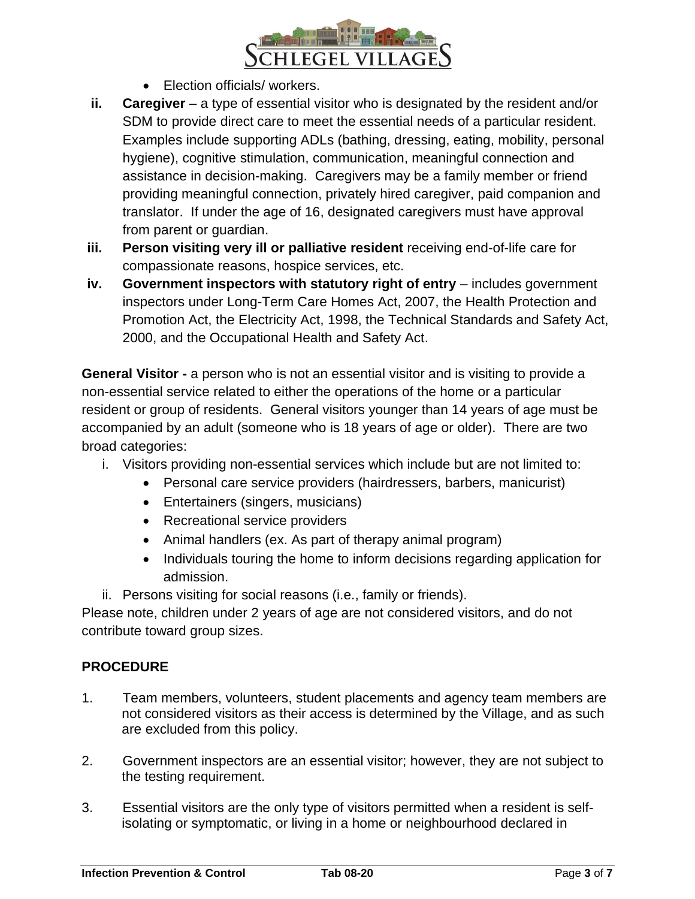- Election officials/ workers.

ii. **Caregiver** – a type of essential visitor who is designated by the resident and/or SDM to provide direct care to meet the essential needs of a particular resident. Examples include supporting ADLs (bathing, dressing, eating, mobility, personal hygiene), cognitive stimulation, communication, meaningful connection and assistance in decision-making. Caregivers may be a family member or friend providing meaningful connection, privately hired caregiver, paid companion and translator. If under the age of 16, designated caregivers must have approval from parent or guardian.

iii. **Person visiting very ill or palliative resident** receiving end-of-life care for compassionate reasons, hospice services, etc.

iv. **Government inspectors with statutory right of entry** – includes government inspectors under Long-Term Care Homes Act, 2007, the Health Protection and Promotion Act, the Electricity Act, 1998, the Technical Standards and Safety Act, 2000, and the Occupational Health and Safety Act.

**General Visitor -** a person who is not an essential visitor and is visiting to provide a non-essential service related to either the operations of the home or a particular resident or group of residents. General visitors younger than 14 years of age must be accompanied by an adult (someone who is 18 years of age or older). There are two broad categories:

i. Visitors providing non-essential services which include but are not limited to:
   - Personal care service providers (hairdressers, barbers, manicurist)
   - Entertainers (singers, musicians)
   - Recreational service providers
   - Animal handlers (ex. As part of therapy animal program)
   - Individuals touring the home to inform decisions regarding application for admission.

ii. Persons visiting for social reasons (i.e., family or friends).

Please note, children under 2 years of age are not considered visitors, and do not contribute toward group sizes.

## PROCEDURE

1. Team members, volunteers, student placements and agency team members are not considered visitors as their access is determined by the Village, and as such are excluded from this policy.

2. Government inspectors are an essential visitor; however, they are not subject to the testing requirement.

3. Essential visitors are the only type of visitors permitted when a resident is self-isolating or symptomatic, or living in a home or neighbourhood declared in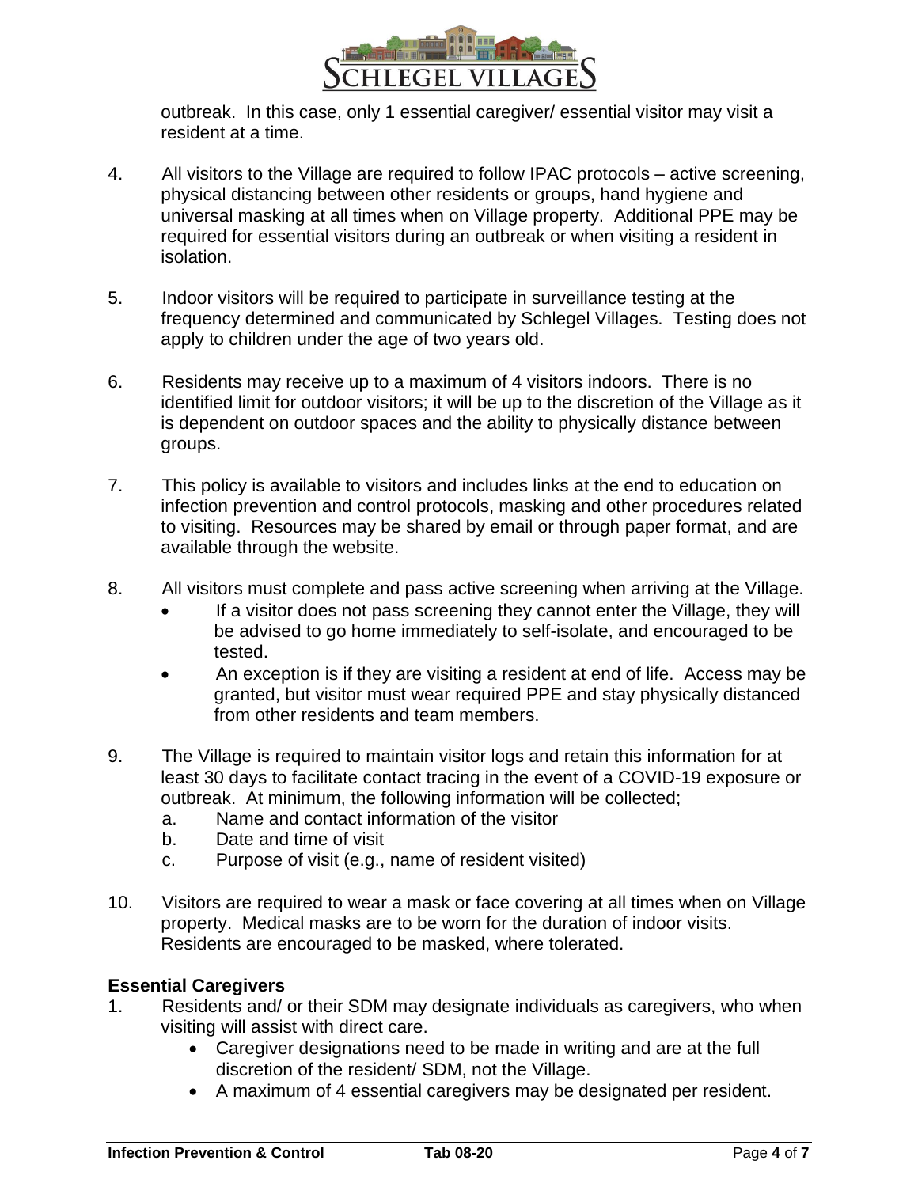outbreak. In this case, only 1 essential caregiver/ essential visitor may visit a resident at a time.

4. All visitors to the Village are required to follow IPAC protocols – active screening, physical distancing between other residents or groups, hand hygiene and universal masking at all times when on Village property. Additional PPE may be required for essential visitors during an outbreak or when visiting a resident in isolation.

5. Indoor visitors will be required to participate in surveillance testing at the frequency determined and communicated by Schlegel Villages. Testing does not apply to children under the age of two years old.

6. Residents may receive up to a maximum of 4 visitors indoors. There is no identified limit for outdoor visitors; it will be up to the discretion of the Village as it is dependent on outdoor spaces and the ability to physically distance between groups.

7. This policy is available to visitors and includes links at the end to education on infection prevention and control protocols, masking and other procedures related to visiting. Resources may be shared by email or through paper format, and are available through the website.

8. All visitors must complete and pass active screening when arriving at the Village.
   - If a visitor does not pass screening they cannot enter the Village, they will be advised to go home immediately to self-isolate, and encouraged to be tested.
   - An exception is if they are visiting a resident at end of life. Access may be granted, but visitor must wear required PPE and stay physically distanced from other residents and team members.

9. The Village is required to maintain visitor logs and retain this information for at least 30 days to facilitate contact tracing in the event of a COVID-19 exposure or outbreak. At minimum, the following information will be collected;
   a. Name and contact information of the visitor
   b. Date and time of visit
   c. Purpose of visit (e.g., name of resident visited)

10. Visitors are required to wear a mask or face covering at all times when on Village property. Medical masks are to be worn for the duration of indoor visits. Residents are encouraged to be masked, where tolerated.

**Essential Caregivers**

1. Residents and/ or their SDM may designate individuals as caregivers, who when visiting will assist with direct care.
   - Caregiver designations need to be made in writing and are at the full discretion of the resident/ SDM, not the Village.
   - A maximum of 4 essential caregivers may be designated per resident.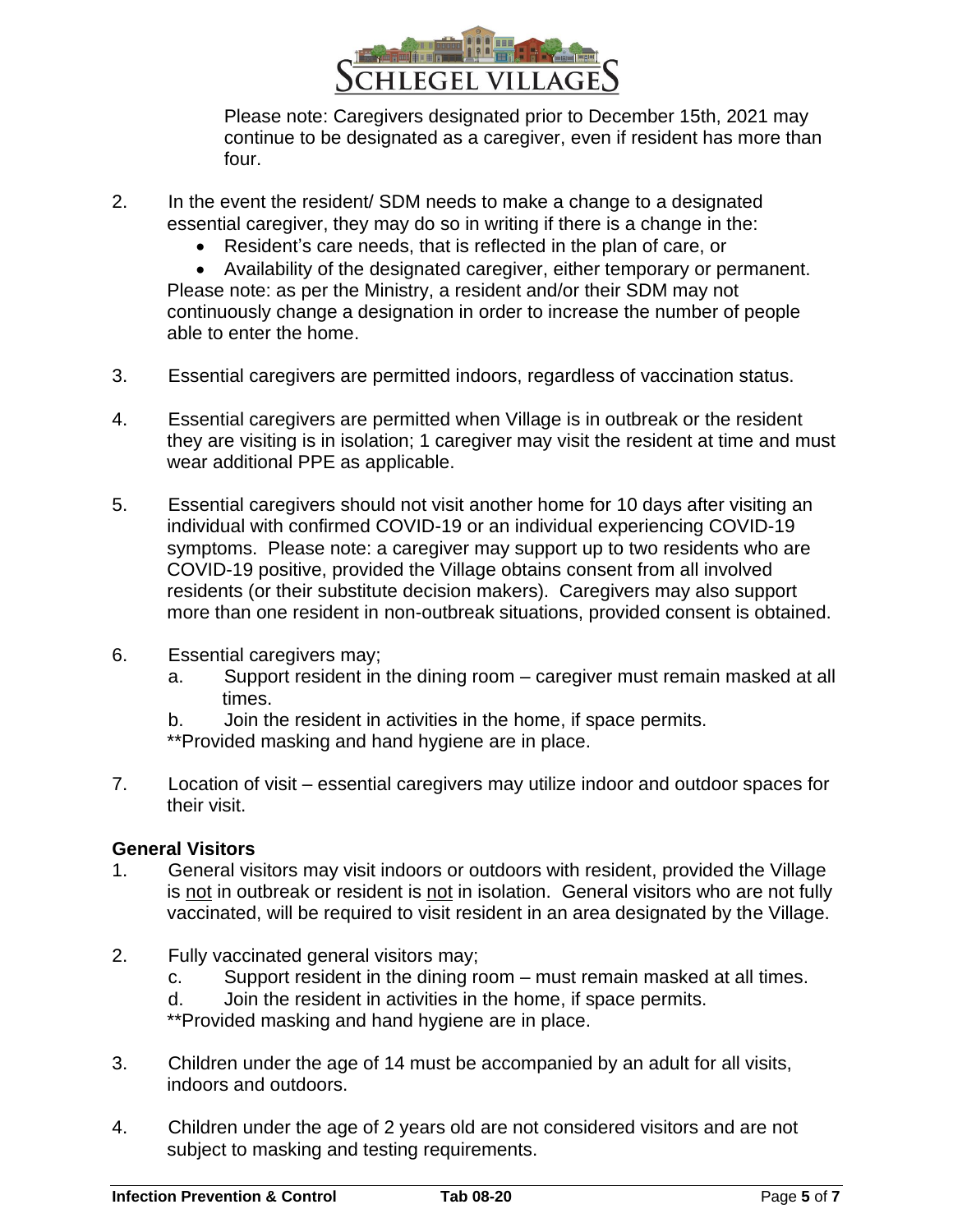Please note: Caregivers designated prior to December 15th, 2021 may continue to be designated as a caregiver, even if resident has more than four.

2. In the event the resident/ SDM needs to make a change to a designated essential caregiver, they may do so in writing if there is a change in the:
   - Resident's care needs, that is reflected in the plan of care, or
   - Availability of the designated caregiver, either temporary or permanent.

   Please note: as per the Ministry, a resident and/or their SDM may not continuously change a designation in order to increase the number of people able to enter the home.

3. Essential caregivers are permitted indoors, regardless of vaccination status.

4. Essential caregivers are permitted when Village is in outbreak or the resident they are visiting is in isolation; 1 caregiver may visit the resident at time and must wear additional PPE as applicable.

5. Essential caregivers should not visit another home for 10 days after visiting an individual with confirmed COVID-19 or an individual experiencing COVID-19 symptoms. Please note: a caregiver may support up to two residents who are COVID-19 positive, provided the Village obtains consent from all involved residents (or their substitute decision makers). Caregivers may also support more than one resident in non-outbreak situations, provided consent is obtained.

6. Essential caregivers may;
   a. Support resident in the dining room – caregiver must remain masked at all times.
   b. Join the resident in activities in the home, if space permits.

   **Provided masking and hand hygiene are in place.

7. Location of visit – essential caregivers may utilize indoor and outdoor spaces for their visit.

**General Visitors**

1. General visitors may visit indoors or outdoors with resident, provided the Village is <u>not</u> in outbreak or resident is <u>not</u> in isolation. General visitors who are not fully vaccinated, will be required to visit resident in an area designated by the Village.

2. Fully vaccinated general visitors may;
   c. Support resident in the dining room – must remain masked at all times.
   d. Join the resident in activities in the home, if space permits.

   **Provided masking and hand hygiene are in place.

3. Children under the age of 14 must be accompanied by an adult for all visits, indoors and outdoors.

4. Children under the age of 2 years old are not considered visitors and are not subject to masking and testing requirements.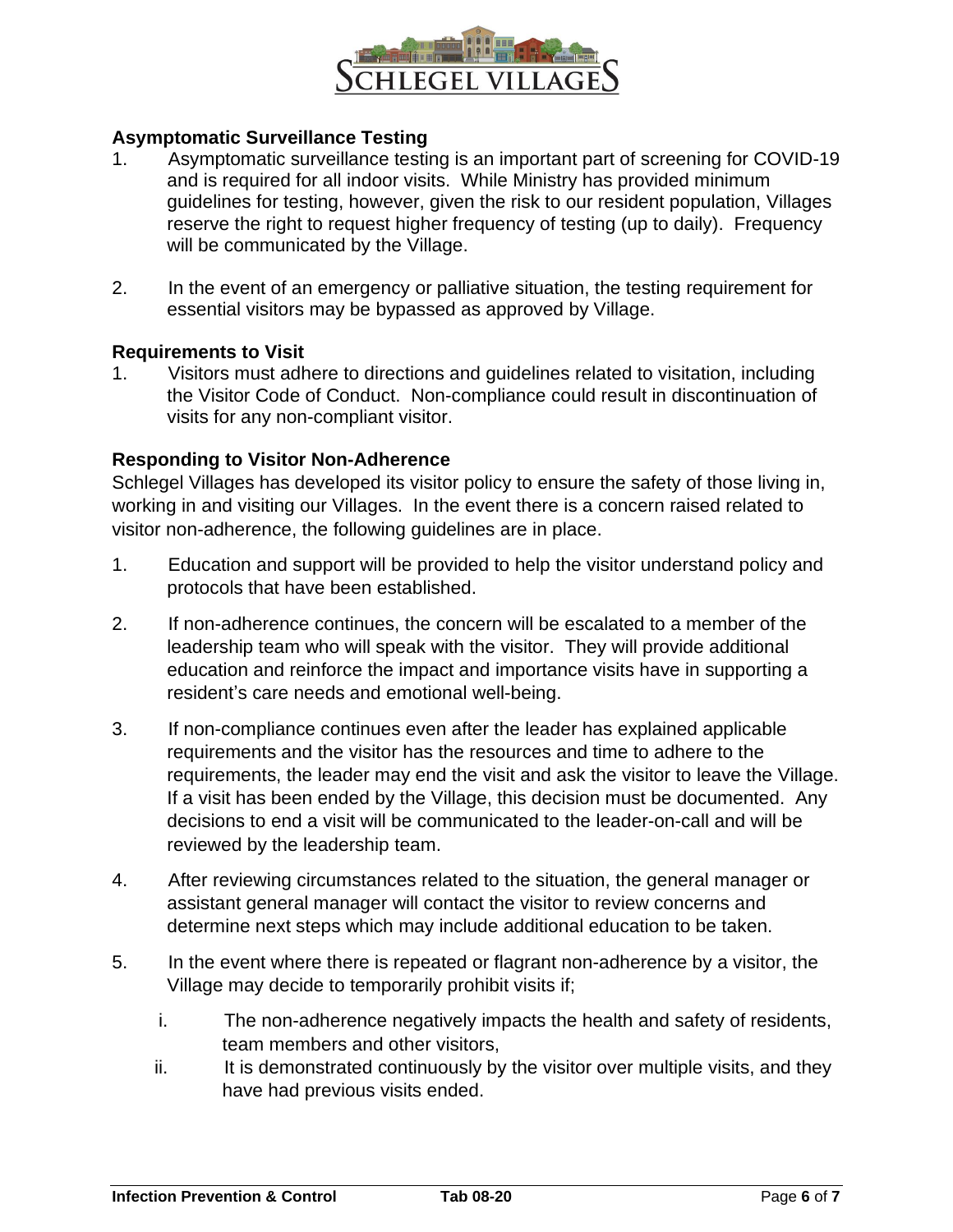### Asymptomatic Surveillance Testing

1. Asymptomatic surveillance testing is an important part of screening for COVID-19 and is required for all indoor visits. While Ministry has provided minimum guidelines for testing, however, given the risk to our resident population, Villages reserve the right to request higher frequency of testing (up to daily). Frequency will be communicated by the Village.

2. In the event of an emergency or palliative situation, the testing requirement for essential visitors may be bypassed as approved by Village.

### Requirements to Visit

1. Visitors must adhere to directions and guidelines related to visitation, including the Visitor Code of Conduct. Non-compliance could result in discontinuation of visits for any non-compliant visitor.

### Responding to Visitor Non-Adherence

Schlegel Villages has developed its visitor policy to ensure the safety of those living in, working in and visiting our Villages. In the event there is a concern raised related to visitor non-adherence, the following guidelines are in place.

1. Education and support will be provided to help the visitor understand policy and protocols that have been established.

2. If non-adherence continues, the concern will be escalated to a member of the leadership team who will speak with the visitor. They will provide additional education and reinforce the impact and importance visits have in supporting a resident's care needs and emotional well-being.

3. If non-compliance continues even after the leader has explained applicable requirements and the visitor has the resources and time to adhere to the requirements, the leader may end the visit and ask the visitor to leave the Village. If a visit has been ended by the Village, this decision must be documented. Any decisions to end a visit will be communicated to the leader-on-call and will be reviewed by the leadership team.

4. After reviewing circumstances related to the situation, the general manager or assistant general manager will contact the visitor to review concerns and determine next steps which may include additional education to be taken.

5. In the event where there is repeated or flagrant non-adherence by a visitor, the Village may decide to temporarily prohibit visits if;

   i. The non-adherence negatively impacts the health and safety of residents, team members and other visitors,
   
   ii. It is demonstrated continuously by the visitor over multiple visits, and they have had previous visits ended.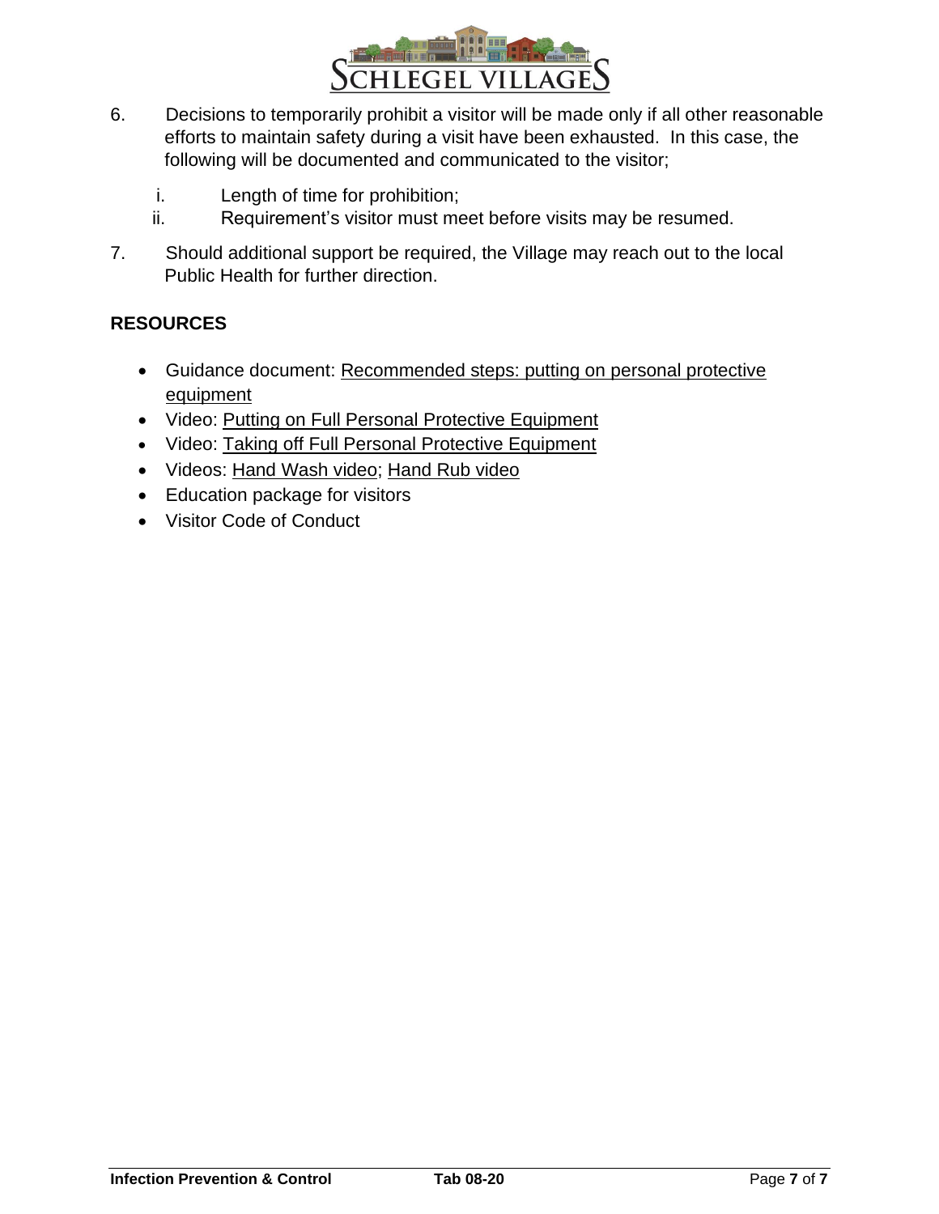6. Decisions to temporarily prohibit a visitor will be made only if all other reasonable efforts to maintain safety during a visit have been exhausted. In this case, the following will be documented and communicated to the visitor;

   i. Length of time for prohibition;
   ii. Requirement's visitor must meet before visits may be resumed.

7. Should additional support be required, the Village may reach out to the local Public Health for further direction.

**RESOURCES**

- Guidance document: Recommended steps: putting on personal protective equipment
- Video: Putting on Full Personal Protective Equipment
- Video: Taking off Full Personal Protective Equipment
- Videos: Hand Wash video; Hand Rub video
- Education package for visitors
- Visitor Code of Conduct